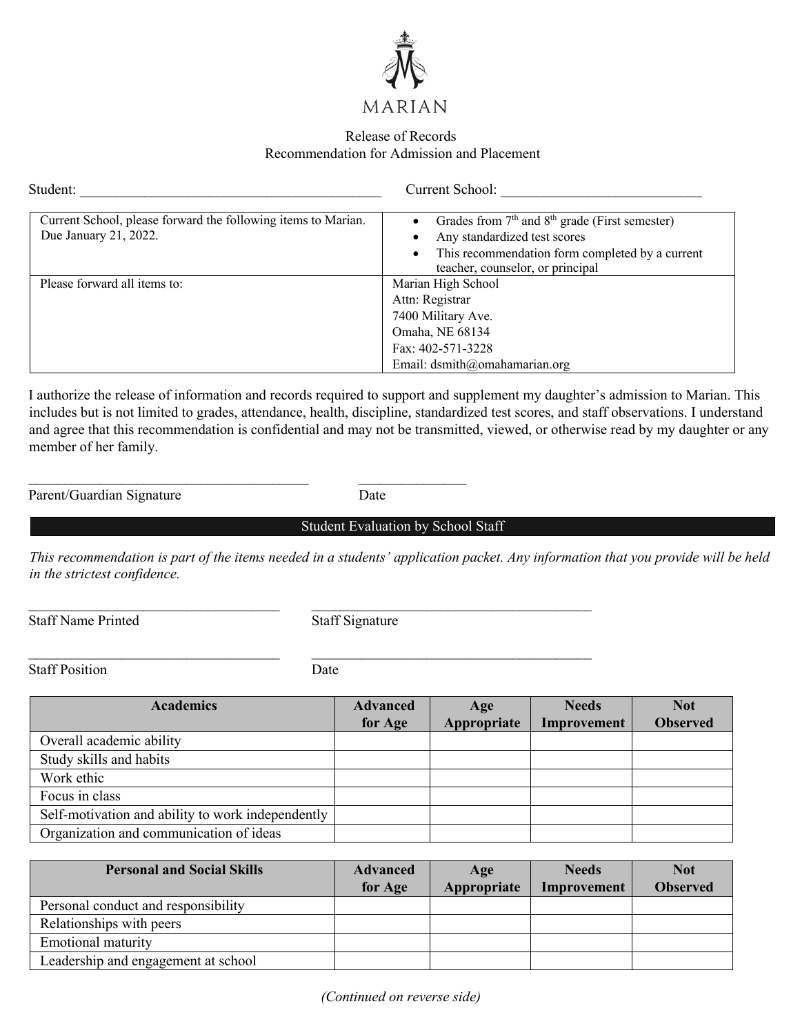# MARIAN

Release of Records
Recommendation for Admission and Placement

Student: ___________________________________________ Current School: ____________________________

| Current School, please forward the following items to Marian. Due January 21, 2022. | • Grades from 7th and 8th grade (First semester)<br>• Any standardized test scores<br>• This recommendation form completed by a current teacher, counselor, or principal |
|---|---|
| Please forward all items to: | Marian High School<br>Attn: Registrar<br>7400 Military Ave.<br>Omaha, NE 68134<br>Fax: 402-571-3228<br>Email: dsmith@omahamarian.org |

I authorize the release of information and records required to support and supplement my daughter's admission to Marian. This includes but is not limited to grades, attendance, health, discipline, standardized test scores, and staff observations. I understand and agree that this recommendation is confidential and may not be transmitted, viewed, or otherwise read by my daughter or any member of her family.

________________________________________ _______________
Parent/Guardian Signature Date

## Student Evaluation by School Staff

*This recommendation is part of the items needed in a students' application packet. Any information that you provide will be held in the strictest confidence.*

____________________________________ ________________________________________
Staff Name Printed Staff Signature

____________________________________ ________________________________________
Staff Position Date

| Academics | Advanced for Age | Age Appropriate | Needs Improvement | Not Observed |
|---|---|---|---|---|
| Overall academic ability | | | | |
| Study skills and habits | | | | |
| Work ethic | | | | |
| Focus in class | | | | |
| Self-motivation and ability to work independently | | | | |
| Organization and communication of ideas | | | | |

| Personal and Social Skills | Advanced for Age | Age Appropriate | Needs Improvement | Not Observed |
|---|---|---|---|---|
| Personal conduct and responsibility | | | | |
| Relationships with peers | | | | |
| Emotional maturity | | | | |
| Leadership and engagement at school | | | | |

*(Continued on reverse side)*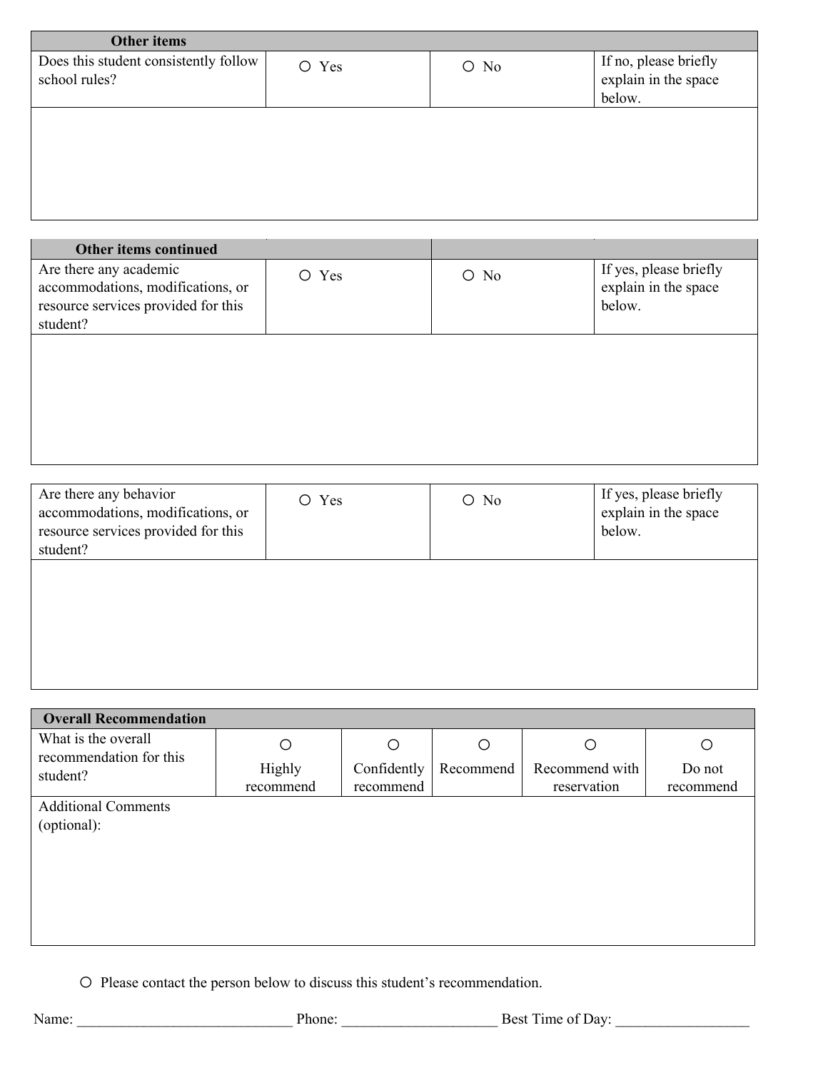| Other items | | | |
|---|---|---|---|
| Does this student consistently follow school rules? | ○ Yes | ○ No | If no, please briefly explain in the space below. |
| | | | |

| Other items continued | | | |
|---|---|---|---|
| Are there any academic accommodations, modifications, or resource services provided for this student? | ○ Yes | ○ No | If yes, please briefly explain in the space below. |
| | | | |

| | | | |
|---|---|---|---|
| Are there any behavior accommodations, modifications, or resource services provided for this student? | ○ Yes | ○ No | If yes, please briefly explain in the space below. |
| | | | |

| Overall Recommendation | | | | | |
|---|---|---|---|---|---|
| What is the overall recommendation for this student? | ○ Highly recommend | ○ Confidently recommend | ○ Recommend | ○ Recommend with reservation | ○ Do not recommend |
| Additional Comments (optional): | | | | | |

○ Please contact the person below to discuss this student's recommendation.

Name: _____________________________ Phone: _____________________ Best Time of Day: __________________